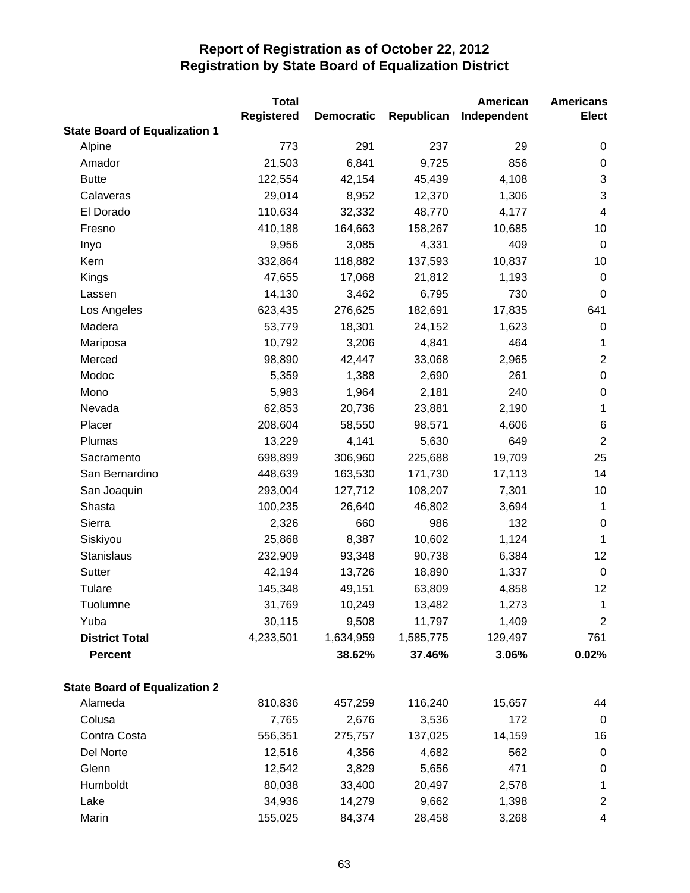# Report of Registration as of October 22, 2012
## Registration by State Board of Equalization District

| | Total Registered | Democratic | Republican | American Independent | Americans Elect |
|---|---|---|---|---|---|
| **State Board of Equalization 1** | | | | | |
| Alpine | 773 | 291 | 237 | 29 | 0 |
| Amador | 21,503 | 6,841 | 9,725 | 856 | 0 |
| Butte | 122,554 | 42,154 | 45,439 | 4,108 | 3 |
| Calaveras | 29,014 | 8,952 | 12,370 | 1,306 | 3 |
| El Dorado | 110,634 | 32,332 | 48,770 | 4,177 | 4 |
| Fresno | 410,188 | 164,663 | 158,267 | 10,685 | 10 |
| Inyo | 9,956 | 3,085 | 4,331 | 409 | 0 |
| Kern | 332,864 | 118,882 | 137,593 | 10,837 | 10 |
| Kings | 47,655 | 17,068 | 21,812 | 1,193 | 0 |
| Lassen | 14,130 | 3,462 | 6,795 | 730 | 0 |
| Los Angeles | 623,435 | 276,625 | 182,691 | 17,835 | 641 |
| Madera | 53,779 | 18,301 | 24,152 | 1,623 | 0 |
| Mariposa | 10,792 | 3,206 | 4,841 | 464 | 1 |
| Merced | 98,890 | 42,447 | 33,068 | 2,965 | 2 |
| Modoc | 5,359 | 1,388 | 2,690 | 261 | 0 |
| Mono | 5,983 | 1,964 | 2,181 | 240 | 0 |
| Nevada | 62,853 | 20,736 | 23,881 | 2,190 | 1 |
| Placer | 208,604 | 58,550 | 98,571 | 4,606 | 6 |
| Plumas | 13,229 | 4,141 | 5,630 | 649 | 2 |
| Sacramento | 698,899 | 306,960 | 225,688 | 19,709 | 25 |
| San Bernardino | 448,639 | 163,530 | 171,730 | 17,113 | 14 |
| San Joaquin | 293,004 | 127,712 | 108,207 | 7,301 | 10 |
| Shasta | 100,235 | 26,640 | 46,802 | 3,694 | 1 |
| Sierra | 2,326 | 660 | 986 | 132 | 0 |
| Siskiyou | 25,868 | 8,387 | 10,602 | 1,124 | 1 |
| Stanislaus | 232,909 | 93,348 | 90,738 | 6,384 | 12 |
| Sutter | 42,194 | 13,726 | 18,890 | 1,337 | 0 |
| Tulare | 145,348 | 49,151 | 63,809 | 4,858 | 12 |
| Tuolumne | 31,769 | 10,249 | 13,482 | 1,273 | 1 |
| Yuba | 30,115 | 9,508 | 11,797 | 1,409 | 2 |
| **District Total** | 4,233,501 | 1,634,959 | 1,585,775 | 129,497 | 761 |
| **Percent** | | **38.62%** | **37.46%** | **3.06%** | **0.02%** |
| **State Board of Equalization 2** | | | | | |
| Alameda | 810,836 | 457,259 | 116,240 | 15,657 | 44 |
| Colusa | 7,765 | 2,676 | 3,536 | 172 | 0 |
| Contra Costa | 556,351 | 275,757 | 137,025 | 14,159 | 16 |
| Del Norte | 12,516 | 4,356 | 4,682 | 562 | 0 |
| Glenn | 12,542 | 3,829 | 5,656 | 471 | 0 |
| Humboldt | 80,038 | 33,400 | 20,497 | 2,578 | 1 |
| Lake | 34,936 | 14,279 | 9,662 | 1,398 | 2 |
| Marin | 155,025 | 84,374 | 28,458 | 3,268 | 4 |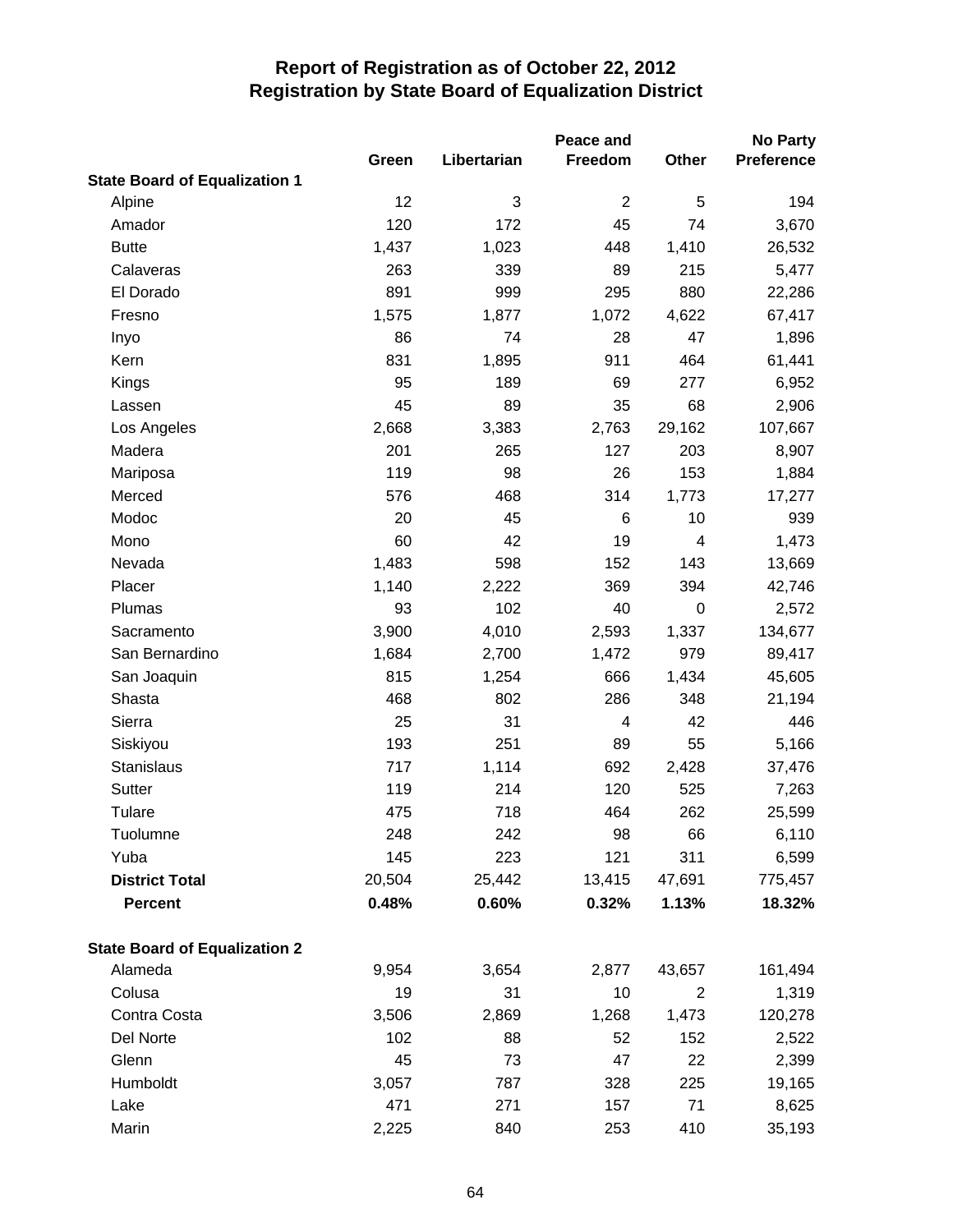# Report of Registration as of October 22, 2012
## Registration by State Board of Equalization District

| | Green | Libertarian | Peace and Freedom | Other | No Party Preference |
|---|---|---|---|---|---|
| **State Board of Equalization 1** | | | | | |
| Alpine | 12 | 3 | 2 | 5 | 194 |
| Amador | 120 | 172 | 45 | 74 | 3,670 |
| Butte | 1,437 | 1,023 | 448 | 1,410 | 26,532 |
| Calaveras | 263 | 339 | 89 | 215 | 5,477 |
| El Dorado | 891 | 999 | 295 | 880 | 22,286 |
| Fresno | 1,575 | 1,877 | 1,072 | 4,622 | 67,417 |
| Inyo | 86 | 74 | 28 | 47 | 1,896 |
| Kern | 831 | 1,895 | 911 | 464 | 61,441 |
| Kings | 95 | 189 | 69 | 277 | 6,952 |
| Lassen | 45 | 89 | 35 | 68 | 2,906 |
| Los Angeles | 2,668 | 3,383 | 2,763 | 29,162 | 107,667 |
| Madera | 201 | 265 | 127 | 203 | 8,907 |
| Mariposa | 119 | 98 | 26 | 153 | 1,884 |
| Merced | 576 | 468 | 314 | 1,773 | 17,277 |
| Modoc | 20 | 45 | 6 | 10 | 939 |
| Mono | 60 | 42 | 19 | 4 | 1,473 |
| Nevada | 1,483 | 598 | 152 | 143 | 13,669 |
| Placer | 1,140 | 2,222 | 369 | 394 | 42,746 |
| Plumas | 93 | 102 | 40 | 0 | 2,572 |
| Sacramento | 3,900 | 4,010 | 2,593 | 1,337 | 134,677 |
| San Bernardino | 1,684 | 2,700 | 1,472 | 979 | 89,417 |
| San Joaquin | 815 | 1,254 | 666 | 1,434 | 45,605 |
| Shasta | 468 | 802 | 286 | 348 | 21,194 |
| Sierra | 25 | 31 | 4 | 42 | 446 |
| Siskiyou | 193 | 251 | 89 | 55 | 5,166 |
| Stanislaus | 717 | 1,114 | 692 | 2,428 | 37,476 |
| Sutter | 119 | 214 | 120 | 525 | 7,263 |
| Tulare | 475 | 718 | 464 | 262 | 25,599 |
| Tuolumne | 248 | 242 | 98 | 66 | 6,110 |
| Yuba | 145 | 223 | 121 | 311 | 6,599 |
| **District Total** | 20,504 | 25,442 | 13,415 | 47,691 | 775,457 |
| **Percent** | **0.48%** | **0.60%** | **0.32%** | **1.13%** | **18.32%** |
| **State Board of Equalization 2** | | | | | |
| Alameda | 9,954 | 3,654 | 2,877 | 43,657 | 161,494 |
| Colusa | 19 | 31 | 10 | 2 | 1,319 |
| Contra Costa | 3,506 | 2,869 | 1,268 | 1,473 | 120,278 |
| Del Norte | 102 | 88 | 52 | 152 | 2,522 |
| Glenn | 45 | 73 | 47 | 22 | 2,399 |
| Humboldt | 3,057 | 787 | 328 | 225 | 19,165 |
| Lake | 471 | 271 | 157 | 71 | 8,625 |
| Marin | 2,225 | 840 | 253 | 410 | 35,193 |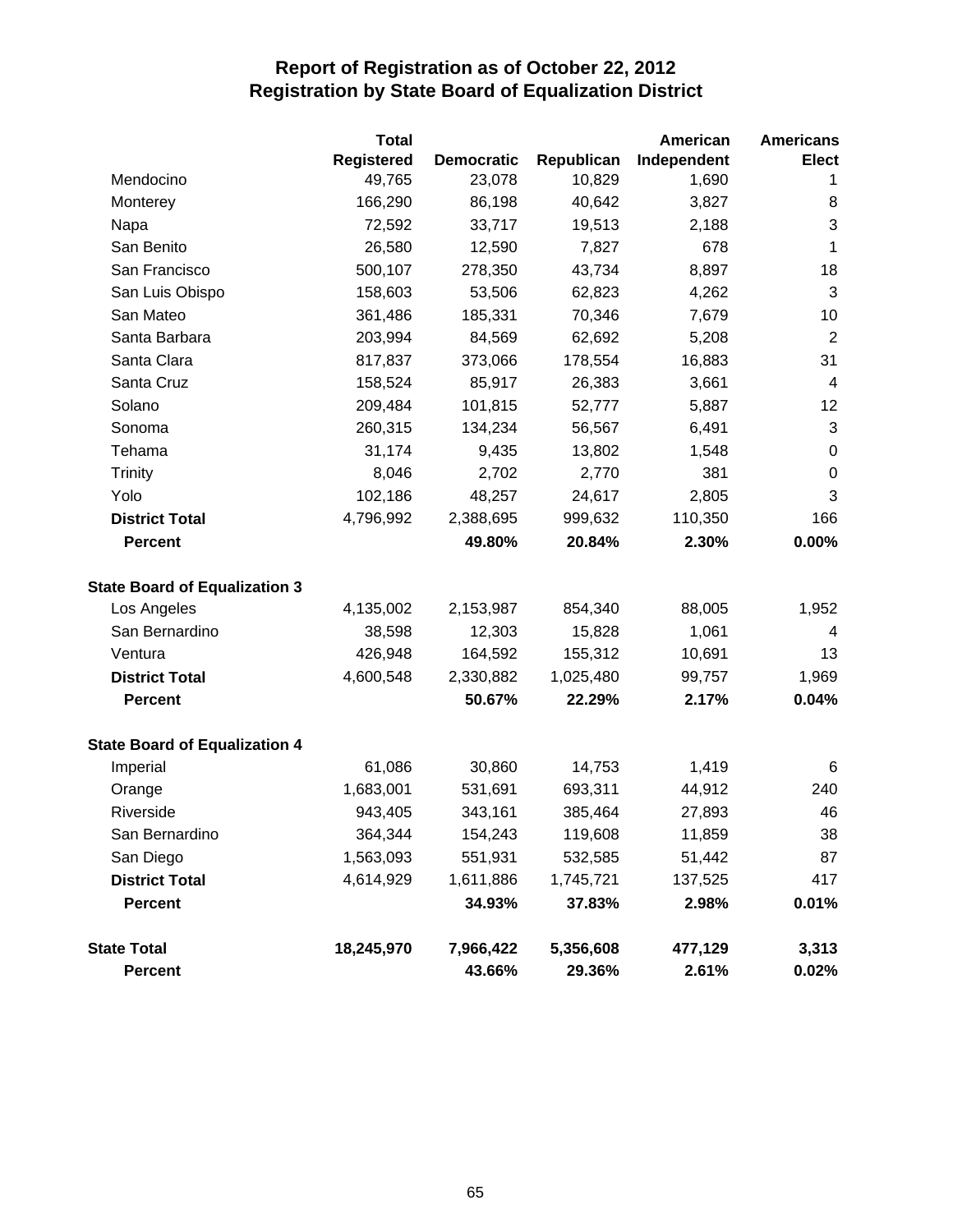# Report of Registration as of October 22, 2012
## Registration by State Board of Equalization District

| | Total Registered | Democratic | Republican | American Independent | Americans Elect |
|---|---|---|---|---|---|
| Mendocino | 49,765 | 23,078 | 10,829 | 1,690 | 1 |
| Monterey | 166,290 | 86,198 | 40,642 | 3,827 | 8 |
| Napa | 72,592 | 33,717 | 19,513 | 2,188 | 3 |
| San Benito | 26,580 | 12,590 | 7,827 | 678 | 1 |
| San Francisco | 500,107 | 278,350 | 43,734 | 8,897 | 18 |
| San Luis Obispo | 158,603 | 53,506 | 62,823 | 4,262 | 3 |
| San Mateo | 361,486 | 185,331 | 70,346 | 7,679 | 10 |
| Santa Barbara | 203,994 | 84,569 | 62,692 | 5,208 | 2 |
| Santa Clara | 817,837 | 373,066 | 178,554 | 16,883 | 31 |
| Santa Cruz | 158,524 | 85,917 | 26,383 | 3,661 | 4 |
| Solano | 209,484 | 101,815 | 52,777 | 5,887 | 12 |
| Sonoma | 260,315 | 134,234 | 56,567 | 6,491 | 3 |
| Tehama | 31,174 | 9,435 | 13,802 | 1,548 | 0 |
| Trinity | 8,046 | 2,702 | 2,770 | 381 | 0 |
| Yolo | 102,186 | 48,257 | 24,617 | 2,805 | 3 |
| **District Total** | 4,796,992 | 2,388,695 | 999,632 | 110,350 | 166 |
| **Percent** | | **49.80%** | **20.84%** | **2.30%** | **0.00%** |
| **State Board of Equalization 3** | | | | | |
| Los Angeles | 4,135,002 | 2,153,987 | 854,340 | 88,005 | 1,952 |
| San Bernardino | 38,598 | 12,303 | 15,828 | 1,061 | 4 |
| Ventura | 426,948 | 164,592 | 155,312 | 10,691 | 13 |
| **District Total** | 4,600,548 | 2,330,882 | 1,025,480 | 99,757 | 1,969 |
| **Percent** | | **50.67%** | **22.29%** | **2.17%** | **0.04%** |
| **State Board of Equalization 4** | | | | | |
| Imperial | 61,086 | 30,860 | 14,753 | 1,419 | 6 |
| Orange | 1,683,001 | 531,691 | 693,311 | 44,912 | 240 |
| Riverside | 943,405 | 343,161 | 385,464 | 27,893 | 46 |
| San Bernardino | 364,344 | 154,243 | 119,608 | 11,859 | 38 |
| San Diego | 1,563,093 | 551,931 | 532,585 | 51,442 | 87 |
| **District Total** | 4,614,929 | 1,611,886 | 1,745,721 | 137,525 | 417 |
| **Percent** | | **34.93%** | **37.83%** | **2.98%** | **0.01%** |
| **State Total** | **18,245,970** | **7,966,422** | **5,356,608** | **477,129** | **3,313** |
| **Percent** | | **43.66%** | **29.36%** | **2.61%** | **0.02%** |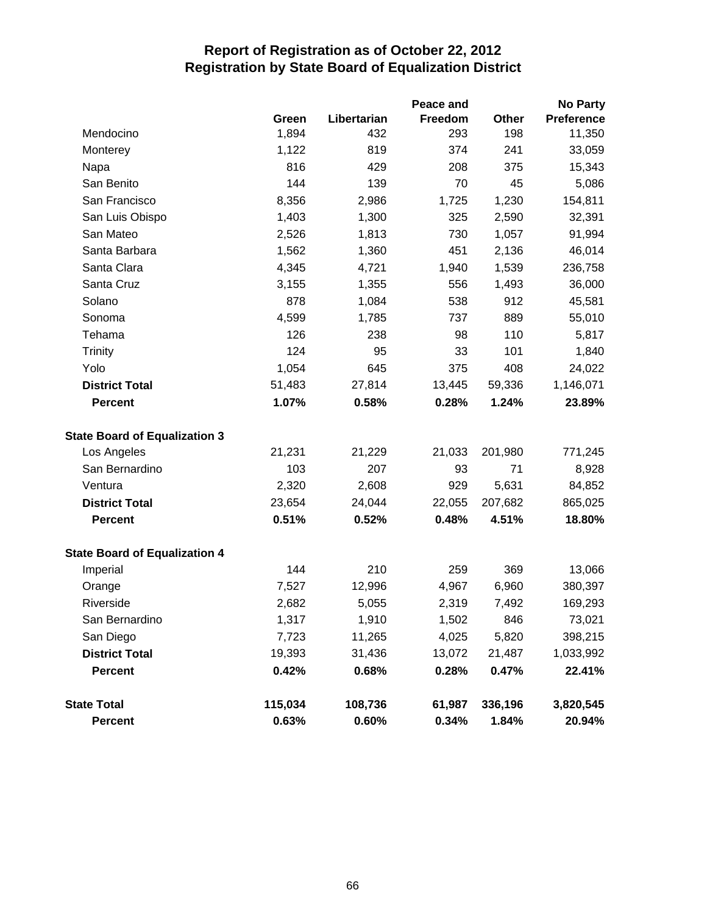# Report of Registration as of October 22, 2012
## Registration by State Board of Equalization District

| | Green | Libertarian | Peace and Freedom | Other | No Party Preference |
|---|---|---|---|---|---|
| Mendocino | 1,894 | 432 | 293 | 198 | 11,350 |
| Monterey | 1,122 | 819 | 374 | 241 | 33,059 |
| Napa | 816 | 429 | 208 | 375 | 15,343 |
| San Benito | 144 | 139 | 70 | 45 | 5,086 |
| San Francisco | 8,356 | 2,986 | 1,725 | 1,230 | 154,811 |
| San Luis Obispo | 1,403 | 1,300 | 325 | 2,590 | 32,391 |
| San Mateo | 2,526 | 1,813 | 730 | 1,057 | 91,994 |
| Santa Barbara | 1,562 | 1,360 | 451 | 2,136 | 46,014 |
| Santa Clara | 4,345 | 4,721 | 1,940 | 1,539 | 236,758 |
| Santa Cruz | 3,155 | 1,355 | 556 | 1,493 | 36,000 |
| Solano | 878 | 1,084 | 538 | 912 | 45,581 |
| Sonoma | 4,599 | 1,785 | 737 | 889 | 55,010 |
| Tehama | 126 | 238 | 98 | 110 | 5,817 |
| Trinity | 124 | 95 | 33 | 101 | 1,840 |
| Yolo | 1,054 | 645 | 375 | 408 | 24,022 |
| **District Total** | 51,483 | 27,814 | 13,445 | 59,336 | 1,146,071 |
| **Percent** | **1.07%** | **0.58%** | **0.28%** | **1.24%** | **23.89%** |
| **State Board of Equalization 3** | | | | | |
| Los Angeles | 21,231 | 21,229 | 21,033 | 201,980 | 771,245 |
| San Bernardino | 103 | 207 | 93 | 71 | 8,928 |
| Ventura | 2,320 | 2,608 | 929 | 5,631 | 84,852 |
| **District Total** | 23,654 | 24,044 | 22,055 | 207,682 | 865,025 |
| **Percent** | **0.51%** | **0.52%** | **0.48%** | **4.51%** | **18.80%** |
| **State Board of Equalization 4** | | | | | |
| Imperial | 144 | 210 | 259 | 369 | 13,066 |
| Orange | 7,527 | 12,996 | 4,967 | 6,960 | 380,397 |
| Riverside | 2,682 | 5,055 | 2,319 | 7,492 | 169,293 |
| San Bernardino | 1,317 | 1,910 | 1,502 | 846 | 73,021 |
| San Diego | 7,723 | 11,265 | 4,025 | 5,820 | 398,215 |
| **District Total** | 19,393 | 31,436 | 13,072 | 21,487 | 1,033,992 |
| **Percent** | **0.42%** | **0.68%** | **0.28%** | **0.47%** | **22.41%** |
| **State Total** | **115,034** | **108,736** | **61,987** | **336,196** | **3,820,545** |
| **Percent** | **0.63%** | **0.60%** | **0.34%** | **1.84%** | **20.94%** |